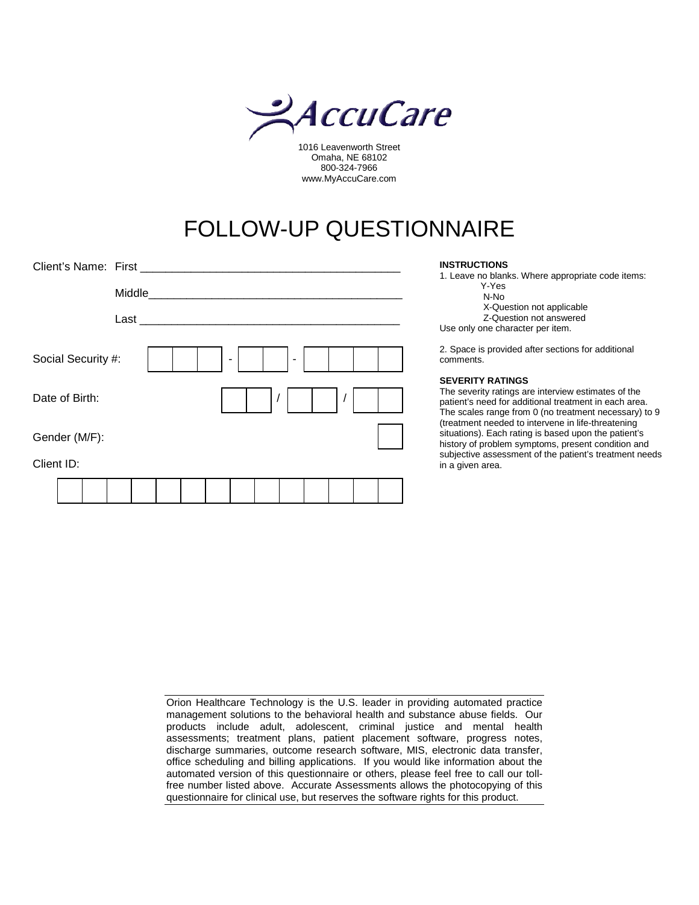AccuCare

1016 Leavenworth Street
Omaha, NE 68102
800-324-7966
www.MyAccuCare.com

# FOLLOW-UP QUESTIONNAIRE

Client's Name: First ________________________________________

Middle________________________________________

Last ________________________________________

Social Security #: [ ][ ][ ] - [ ][ ] - [ ][ ][ ][ ]

Date of Birth: [ ][ ] / [ ][ ] / [ ][ ]

Gender (M/F): [ ]

Client ID:

[ ][ ][ ][ ][ ][ ][ ][ ][ ][ ][ ][ ][ ][ ]

**INSTRUCTIONS**

1. Leave no blanks. Where appropriate code items:
   - Y-Yes
   - N-No
   - X-Question not applicable
   - Z-Question not answered

Use only one character per item.

2. Space is provided after sections for additional comments.

**SEVERITY RATINGS**

The severity ratings are interview estimates of the patient's need for additional treatment in each area. The scales range from 0 (no treatment necessary) to 9 (treatment needed to intervene in life-threatening situations). Each rating is based upon the patient's history of problem symptoms, present condition and subjective assessment of the patient's treatment needs in a given area.

Orion Healthcare Technology is the U.S. leader in providing automated practice management solutions to the behavioral health and substance abuse fields. Our products include adult, adolescent, criminal justice and mental health assessments; treatment plans, patient placement software, progress notes, discharge summaries, outcome research software, MIS, electronic data transfer, office scheduling and billing applications. If you would like information about the automated version of this questionnaire or others, please feel free to call our toll-free number listed above. Accurate Assessments allows the photocopying of this questionnaire for clinical use, but reserves the software rights for this product.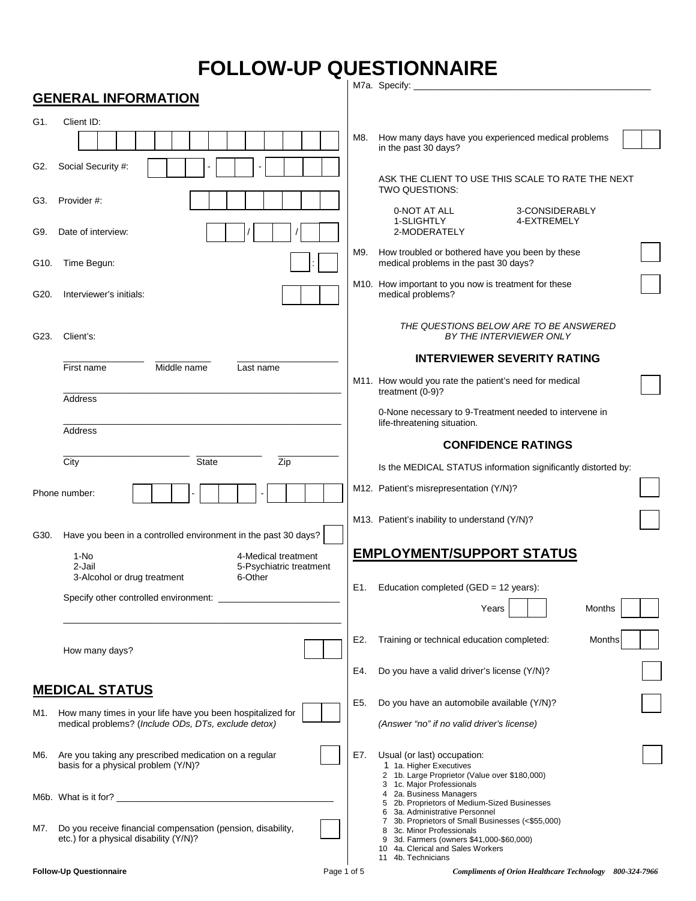# FOLLOW-UP QUESTIONNAIRE

## GENERAL INFORMATION

G1. Client ID:

G2. Social Security #: ___ - ___ - ___

G3. Provider #:

G9. Date of interview: ___ / ___ / ___

G10. Time Begun: ___ : ___

G20. Interviewer's initials:

G23. Client's:

First name ______ Middle name ______ Last name ______

Address ______

Address ______

City ______ State ______ Zip ______

Phone number: ___ - ___ - ___

G30. Have you been in a controlled environment in the past 30 days?

1-No
2-Jail
3-Alcohol or drug treatment
4-Medical treatment
5-Psychiatric treatment
6-Other

Specify other controlled environment: ______

How many days?

## MEDICAL STATUS

M1. How many times in your life have you been hospitalized for medical problems? (*Include ODs, DTs, exclude detox)*

M6. Are you taking any prescribed medication on a regular basis for a physical problem (Y/N)?

M6b. What is it for? ______

M7. Do you receive financial compensation (pension, disability, etc.) for a physical disability (Y/N)?

M7a. Specify: ______

M8. How many days have you experienced medical problems in the past 30 days?

ASK THE CLIENT TO USE THIS SCALE TO RATE THE NEXT TWO QUESTIONS:

0-NOT AT ALL
1-SLIGHTLY
2-MODERATELY
3-CONSIDERABLY
4-EXTREMELY

M9. How troubled or bothered have you been by these medical problems in the past 30 days?

M10. How important to you now is treatment for these medical problems?

*THE QUESTIONS BELOW ARE TO BE ANSWERED BY THE INTERVIEWER ONLY*

### INTERVIEWER SEVERITY RATING

M11. How would you rate the patient's need for medical treatment (0-9)?

0-None necessary to 9-Treatment needed to intervene in life-threatening situation.

### CONFIDENCE RATINGS

Is the MEDICAL STATUS information significantly distorted by:

M12. Patient's misrepresentation (Y/N)?

M13. Patient's inability to understand (Y/N)?

## EMPLOYMENT/SUPPORT STATUS

E1. Education completed (GED = 12 years):

Years ______ Months ______

E2. Training or technical education completed: Months ______

E4. Do you have a valid driver's license (Y/N)?

E5. Do you have an automobile available (Y/N)?

*(Answer "no" if no valid driver's license)*

E7. Usual (or last) occupation:

1 1a. Higher Executives
2 1b. Large Proprietor (Value over $180,000)
3 1c. Major Professionals
4 2a. Business Managers
5 2b. Proprietors of Medium-Sized Businesses
6 3a. Administrative Personnel
7 3b. Proprietors of Small Businesses (<$55,000)
8 3c. Minor Professionals
9 3d. Farmers (owners $41,000-$60,000)
10 4a. Clerical and Sales Workers
11 4b. Technicians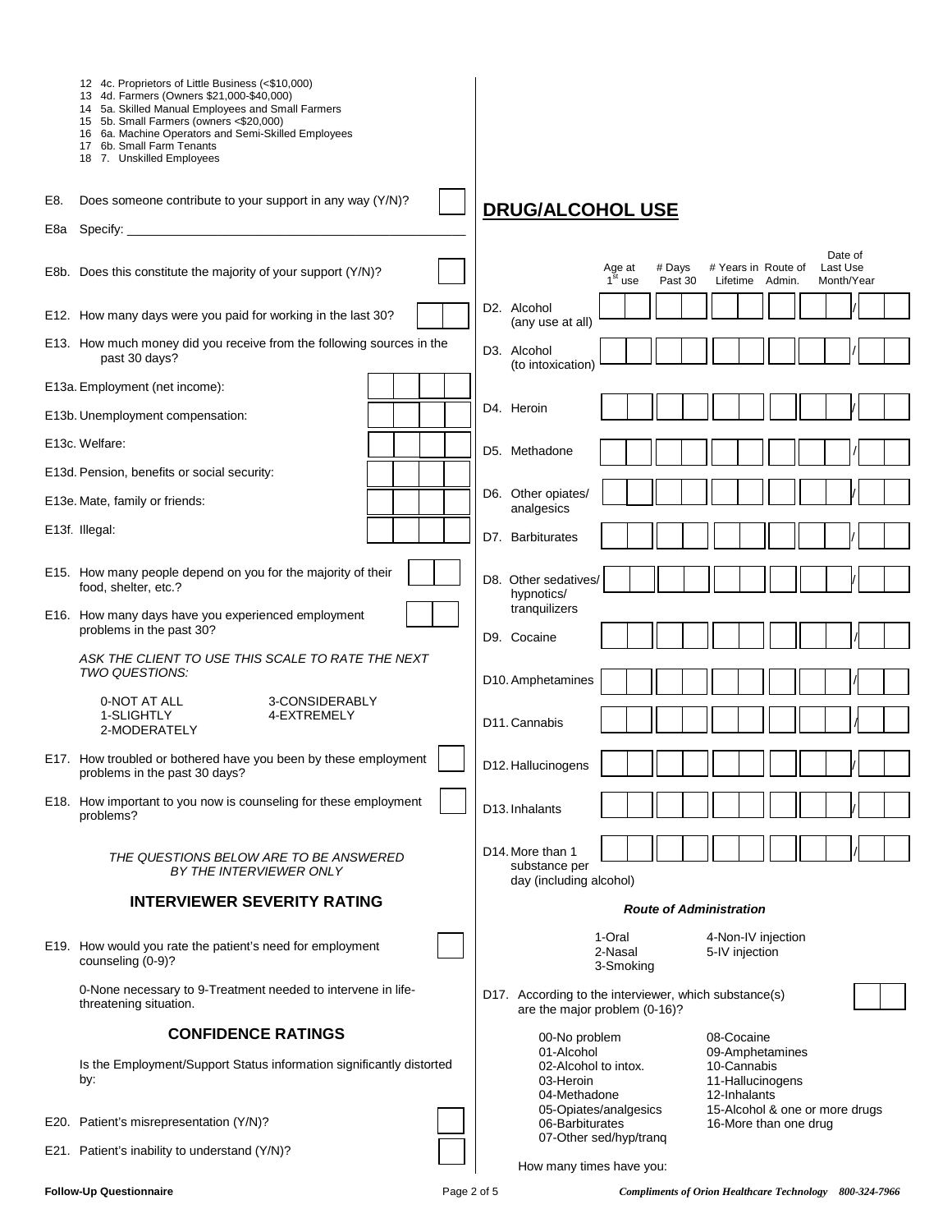12 4c. Proprietors of Little Business (<$10,000)
13 4d. Farmers (Owners $21,000-$40,000)
14 5a. Skilled Manual Employees and Small Farmers
15 5b. Small Farmers (owners <$20,000)
16 6a. Machine Operators and Semi-Skilled Employees
17 6b. Small Farm Tenants
18 7. Unskilled Employees

E8. Does someone contribute to your support in any way (Y/N)? [ ]

E8a Specify: ____________________

E8b. Does this constitute the majority of your support (Y/N)? [ ]

E12. How many days were you paid for working in the last 30? [ | ]

E13. How much money did you receive from the following sources in the past 30 days?

E13a. Employment (net income): [ | | | ]

E13b. Unemployment compensation: [ | | | ]

E13c. Welfare: [ | | | ]

E13d. Pension, benefits or social security: [ | | | ]

E13e. Mate, family or friends: [ | | | ]

E13f. Illegal: [ | | | ]

E15. How many people depend on you for the majority of their food, shelter, etc.? [ | ]

E16. How many days have you experienced employment problems in the past 30? [ | ]

*ASK THE CLIENT TO USE THIS SCALE TO RATE THE NEXT TWO QUESTIONS:*

0-NOT AT ALL
1-SLIGHTLY
2-MODERATELY
3-CONSIDERABLY
4-EXTREMELY

E17. How troubled or bothered have you been by these employment problems in the past 30 days? [ ]

E18. How important to you now is counseling for these employment problems? [ ]

*THE QUESTIONS BELOW ARE TO BE ANSWERED BY THE INTERVIEWER ONLY*

## INTERVIEWER SEVERITY RATING

E19. How would you rate the patient's need for employment counseling (0-9)? [ ]

0-None necessary to 9-Treatment needed to intervene in life-threatening situation.

## CONFIDENCE RATINGS

Is the Employment/Support Status information significantly distorted by:

E20. Patient's misrepresentation (Y/N)? [ ]

E21. Patient's inability to understand (Y/N)? [ ]

## DRUG/ALCOHOL USE

| | Age at 1st use | # Days Past 30 | # Years in Lifetime | Route of Admin. | Date of Last Use Month/Year |
|---|---|---|---|---|---|
| D2. Alcohol (any use at all) | | | | | / |
| D3. Alcohol (to intoxication) | | | | | / |
| D4. Heroin | | | | | / |
| D5. Methadone | | | | | / |
| D6. Other opiates/ analgesics | | | | | / |
| D7. Barbiturates | | | | | / |
| D8. Other sedatives/ hypnotics/ tranquilizers | | | | | / |
| D9. Cocaine | | | | | / |
| D10. Amphetamines | | | | | / |
| D11. Cannabis | | | | | / |
| D12. Hallucinogens | | | | | / |
| D13. Inhalants | | | | | / |
| D14. More than 1 substance per day (including alcohol) | | | | | / |

***Route of Administration***

1-Oral
2-Nasal
3-Smoking
4-Non-IV injection
5-IV injection

D17. According to the interviewer, which substance(s) are the major problem (0-16)? [ | ]

00-No problem
01-Alcohol
02-Alcohol to intox.
03-Heroin
04-Methadone
05-Opiates/analgesics
06-Barbiturates
07-Other sed/hyp/tranq
08-Cocaine
09-Amphetamines
10-Cannabis
11-Hallucinogens
12-Inhalants
15-Alcohol & one or more drugs
16-More than one drug

How many times have you: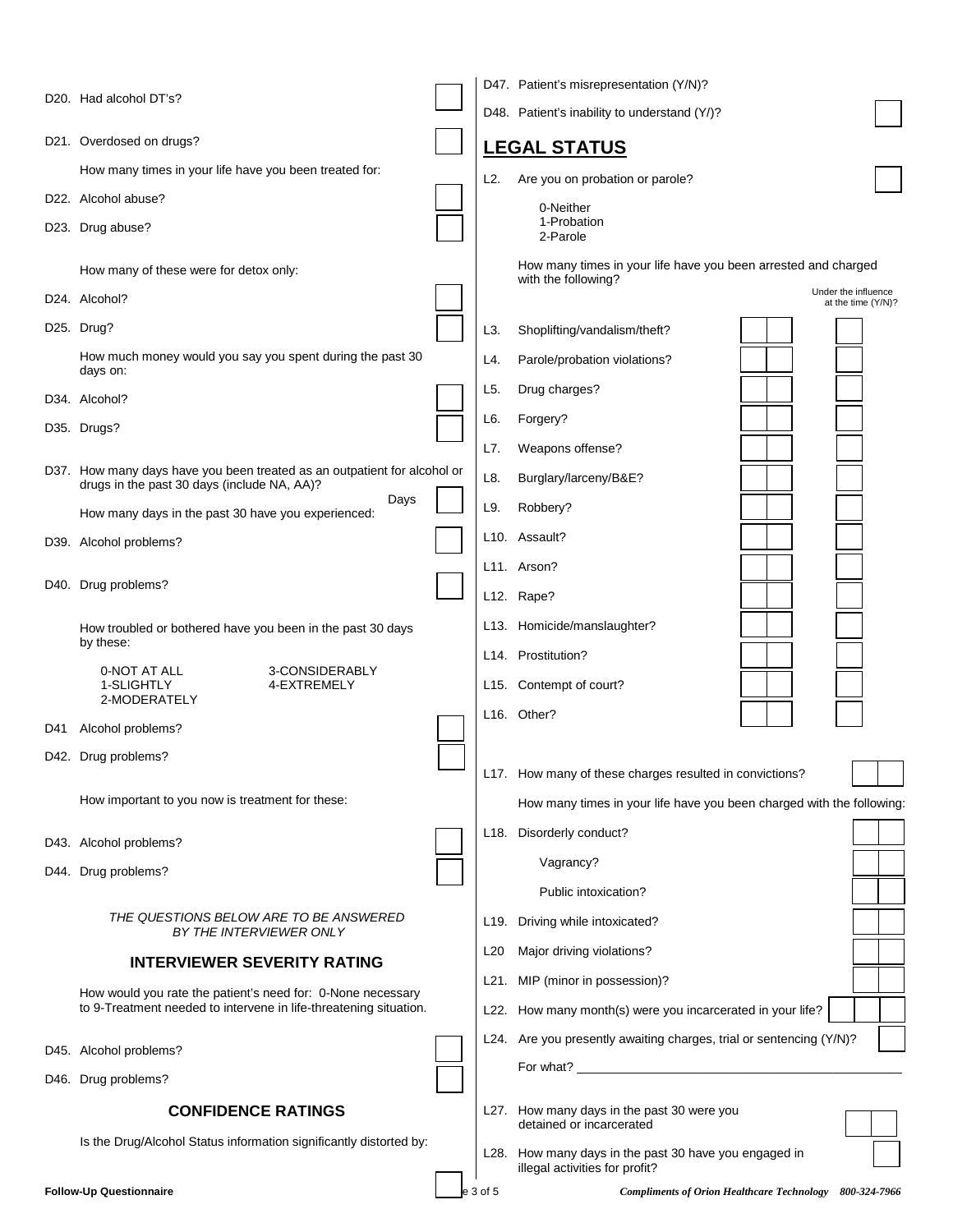D20. Had alcohol DT's?

D21. Overdosed on drugs?

How many times in your life have you been treated for:

D22. Alcohol abuse?

D23. Drug abuse?

How many of these were for detox only:

D24. Alcohol?

D25. Drug?

How much money would you say you spent during the past 30 days on:

D34. Alcohol?

D35. Drugs?

D37. How many days have you been treated as an outpatient for alcohol or drugs in the past 30 days (include NA, AA)? Days

How many days in the past 30 have you experienced:

D39. Alcohol problems?

D40. Drug problems?

How troubled or bothered have you been in the past 30 days by these:

- 0-NOT AT ALL
- 1-SLIGHTLY
- 2-MODERATELY
- 3-CONSIDERABLY
- 4-EXTREMELY

D41 Alcohol problems?

D42. Drug problems?

How important to you now is treatment for these:

D43. Alcohol problems?

D44. Drug problems?

*THE QUESTIONS BELOW ARE TO BE ANSWERED BY THE INTERVIEWER ONLY*

### INTERVIEWER SEVERITY RATING

How would you rate the patient's need for: 0-None necessary to 9-Treatment needed to intervene in life-threatening situation.

D45. Alcohol problems?

D46. Drug problems?

### CONFIDENCE RATINGS

Is the Drug/Alcohol Status information significantly distorted by:

D47. Patient's misrepresentation (Y/N)?

D48. Patient's inability to understand (Y/)?

## LEGAL STATUS

L2. Are you on probation or parole?

- 0-Neither
- 1-Probation
- 2-Parole

How many times in your life have you been arrested and charged with the following?

| | | Times | Under the influence at the time (Y/N)? |
|---|---|---|---|
| L3. | Shoplifting/vandalism/theft? | | |
| L4. | Parole/probation violations? | | |
| L5. | Drug charges? | | |
| L6. | Forgery? | | |
| L7. | Weapons offense? | | |
| L8. | Burglary/larceny/B&E? | | |
| L9. | Robbery? | | |
| L10. | Assault? | | |
| L11. | Arson? | | |
| L12. | Rape? | | |
| L13. | Homicide/manslaughter? | | |
| L14. | Prostitution? | | |
| L15. | Contempt of court? | | |
| L16. | Other? | | |

L17. How many of these charges resulted in convictions?

How many times in your life have you been charged with the following:

L18. Disorderly conduct?

Vagrancy?

Public intoxication?

L19. Driving while intoxicated?

L20 Major driving violations?

L21. MIP (minor in possession)?

L22. How many month(s) were you incarcerated in your life?

L24. Are you presently awaiting charges, trial or sentencing (Y/N)?

For what? ______________________________________________

L27. How many days in the past 30 were you detained or incarcerated

L28. How many days in the past 30 have you engaged in illegal activities for profit?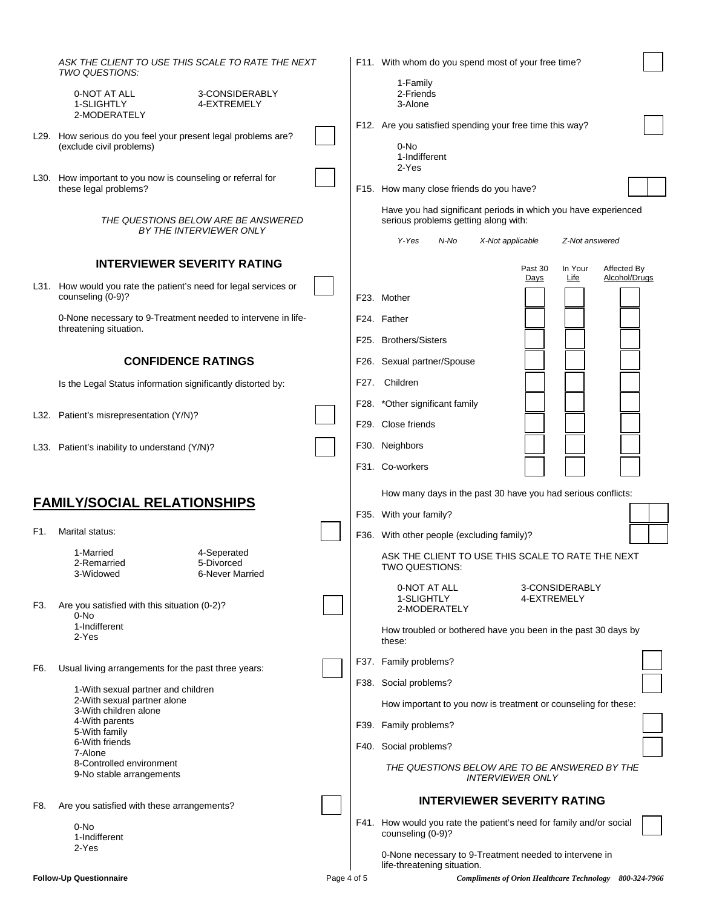*ASK THE CLIENT TO USE THIS SCALE TO RATE THE NEXT TWO QUESTIONS:*

0-NOT AT ALL
1-SLIGHTLY
2-MODERATELY
3-CONSIDERABLY
4-EXTREMELY

L29. How serious do you feel your present legal problems are? (exclude civil problems)

L30. How important to you now is counseling or referral for these legal problems?

*THE QUESTIONS BELOW ARE BE ANSWERED BY THE INTERVIEWER ONLY*

### INTERVIEWER SEVERITY RATING

L31. How would you rate the patient's need for legal services or counseling (0-9)?

0-None necessary to 9-Treatment needed to intervene in life-threatening situation.

### CONFIDENCE RATINGS

Is the Legal Status information significantly distorted by:

L32. Patient's misrepresentation (Y/N)?

L33. Patient's inability to understand (Y/N)?

## FAMILY/SOCIAL RELATIONSHIPS

F1. Marital status:

1-Married
2-Remarried
3-Widowed
4-Seperated
5-Divorced
6-Never Married

F3. Are you satisfied with this situation (0-2)?
0-No
1-Indifferent
2-Yes

F6. Usual living arrangements for the past three years:

1-With sexual partner and children
2-With sexual partner alone
3-With children alone
4-With parents
5-With family
6-With friends
7-Alone
8-Controlled environment
9-No stable arrangements

F8. Are you satisfied with these arrangements?

0-No
1-Indifferent
2-Yes

F11. With whom do you spend most of your free time?

1-Family
2-Friends
3-Alone

F12. Are you satisfied spending your free time this way?

0-No
1-Indifferent
2-Yes

F15. How many close friends do you have?

Have you had significant periods in which you have experienced serious problems getting along with:

*Y-Yes  N-No  X-Not applicable  Z-Not answered*

| | Past 30 Days | In Your Life | Affected By Alcohol/Drugs |
|---|---|---|---|
| F23. Mother | | | |
| F24. Father | | | |
| F25. Brothers/Sisters | | | |
| F26. Sexual partner/Spouse | | | |
| F27. Children | | | |
| F28. *Other significant family | | | |
| F29. Close friends | | | |
| F30. Neighbors | | | |
| F31. Co-workers | | | |

How many days in the past 30 have you had serious conflicts:

F35. With your family?

F36. With other people (excluding family)?

ASK THE CLIENT TO USE THIS SCALE TO RATE THE NEXT TWO QUESTIONS:

0-NOT AT ALL
1-SLIGHTLY
2-MODERATELY
3-CONSIDERABLY
4-EXTREMELY

How troubled or bothered have you been in the past 30 days by these:

F37. Family problems?

F38. Social problems?

How important to you now is treatment or counseling for these:

F39. Family problems?

F40. Social problems?

*THE QUESTIONS BELOW ARE TO BE ANSWERED BY THE INTERVIEWER ONLY*

### INTERVIEWER SEVERITY RATING

F41. How would you rate the patient's need for family and/or social counseling (0-9)?

0-None necessary to 9-Treatment needed to intervene in life-threatening situation.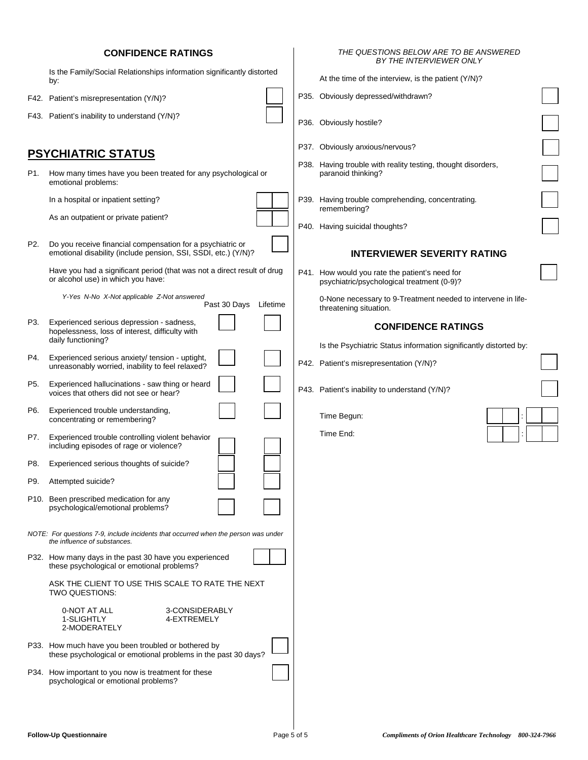### CONFIDENCE RATINGS

Is the Family/Social Relationships information significantly distorted by:

F42. Patient's misrepresentation (Y/N)?

F43. Patient's inability to understand (Y/N)?

## PSYCHIATRIC STATUS

P1. How many times have you been treated for any psychological or emotional problems:

In a hospital or inpatient setting?

As an outpatient or private patient?

P2. Do you receive financial compensation for a psychiatric or emotional disability (include pension, SSI, SSDI, etc.) (Y/N)?

Have you had a significant period (that was not a direct result of drug or alcohol use) in which you have:

*Y-Yes N-No X-Not applicable Z-Not answered*

| | Past 30 Days | Lifetime |
|---|---|---|
| P3. Experienced serious depression - sadness, hopelessness, loss of interest, difficulty with daily functioning? | | |
| P4. Experienced serious anxiety/ tension - uptight, unreasonably worried, inability to feel relaxed? | | |
| P5. Experienced hallucinations - saw thing or heard voices that others did not see or hear? | | |
| P6. Experienced trouble understanding, concentrating or remembering? | | |
| P7. Experienced trouble controlling violent behavior including episodes of rage or violence? | | |
| P8. Experienced serious thoughts of suicide? | | |
| P9. Attempted suicide? | | |
| P10. Been prescribed medication for any psychological/emotional problems? | | |

*NOTE: For questions 7-9, include incidents that occurred when the person was under the influence of substances.*

P32. How many days in the past 30 have you experienced these psychological or emotional problems?

ASK THE CLIENT TO USE THIS SCALE TO RATE THE NEXT TWO QUESTIONS:

0-NOT AT ALL
1-SLIGHTLY
2-MODERATELY
3-CONSIDERABLY
4-EXTREMELY

P33. How much have you been troubled or bothered by these psychological or emotional problems in the past 30 days?

P34. How important to you now is treatment for these psychological or emotional problems?

*THE QUESTIONS BELOW ARE TO BE ANSWERED BY THE INTERVIEWER ONLY*

At the time of the interview, is the patient (Y/N)?

P35. Obviously depressed/withdrawn?

P36. Obviously hostile?

P37. Obviously anxious/nervous?

P38. Having trouble with reality testing, thought disorders, paranoid thinking?

P39. Having trouble comprehending, concentrating. remembering?

P40. Having suicidal thoughts?

### INTERVIEWER SEVERITY RATING

P41. How would you rate the patient's need for psychiatric/psychological treatment (0-9)?

0-None necessary to 9-Treatment needed to intervene in life-threatening situation.

### CONFIDENCE RATINGS

Is the Psychiatric Status information significantly distorted by:

P42. Patient's misrepresentation (Y/N)?

P43. Patient's inability to understand (Y/N)?

Time Begun: :

Time End: :

**Follow-Up Questionnaire**

***Compliments of Orion Healthcare Technology 800-324-7966***